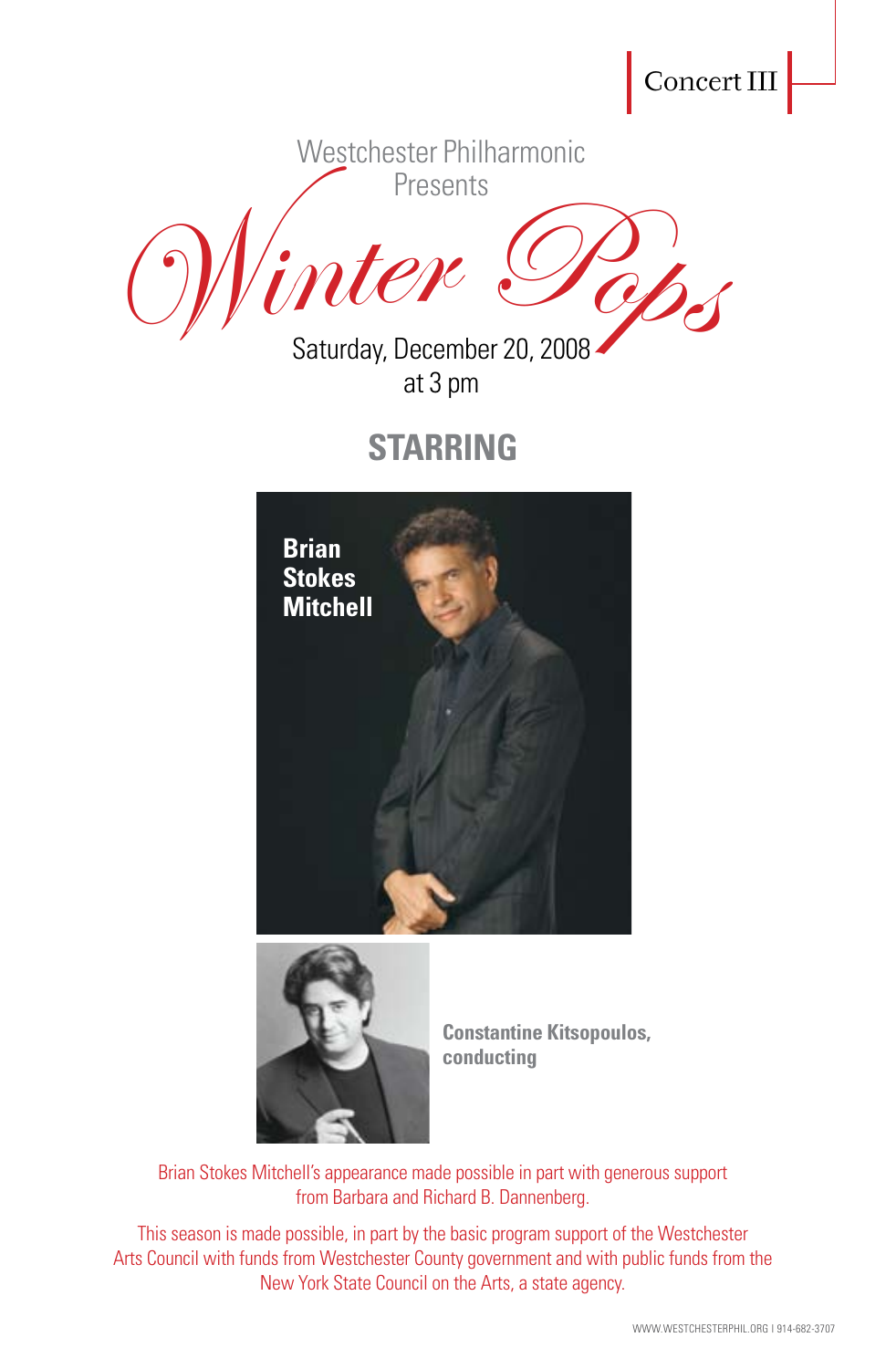Concert III

Westchester Philharmonic
Presents

# Winter Pops

Saturday, December 20, 2008
at 3 pm

## STARRING

**Brian Stokes Mitchell**

**Constantine Kitsopoulos, conducting**

Brian Stokes Mitchell's appearance made possible in part with generous support from Barbara and Richard B. Dannenberg.

This season is made possible, in part by the basic program support of the Westchester Arts Council with funds from Westchester County government and with public funds from the New York State Council on the Arts, a state agency.

WWW.WESTCHESTERPHIL.ORG | 914-682-3707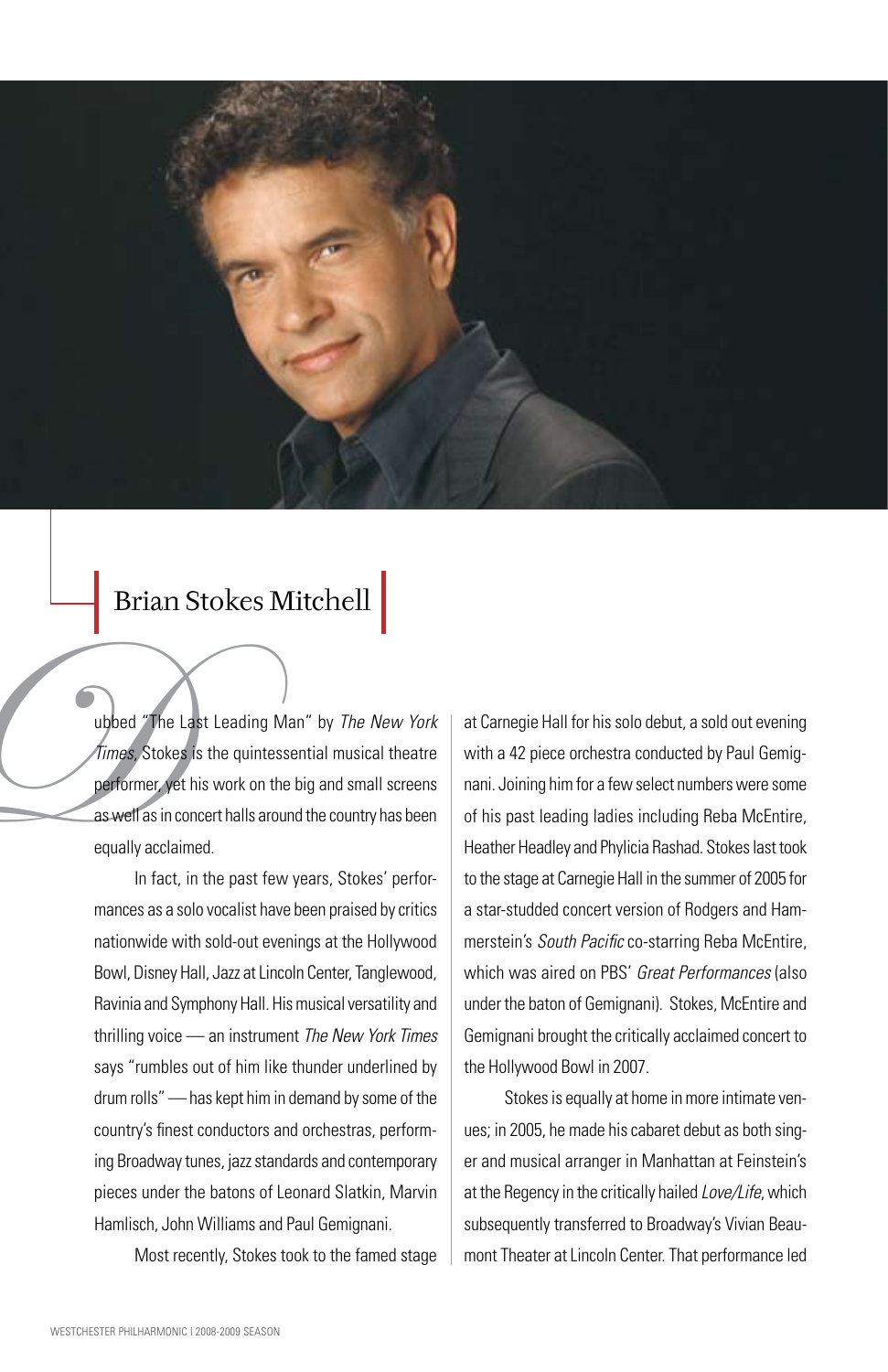## Brian Stokes Mitchell

Dubbed "The Last Leading Man" by *The New York Times*, Stokes is the quintessential musical theatre performer, yet his work on the big and small screens as well as in concert halls around the country has been equally acclaimed.

In fact, in the past few years, Stokes' performances as a solo vocalist have been praised by critics nationwide with sold-out evenings at the Hollywood Bowl, Disney Hall, Jazz at Lincoln Center, Tanglewood, Ravinia and Symphony Hall. His musical versatility and thrilling voice — an instrument *The New York Times* says "rumbles out of him like thunder underlined by drum rolls" — has kept him in demand by some of the country's finest conductors and orchestras, performing Broadway tunes, jazz standards and contemporary pieces under the batons of Leonard Slatkin, Marvin Hamlisch, John Williams and Paul Gemignani.

Most recently, Stokes took to the famed stage at Carnegie Hall for his solo debut, a sold out evening with a 42 piece orchestra conducted by Paul Gemignani. Joining him for a few select numbers were some of his past leading ladies including Reba McEntire, Heather Headley and Phylicia Rashad. Stokes last took to the stage at Carnegie Hall in the summer of 2005 for a star-studded concert version of Rodgers and Hammerstein's *South Pacific* co-starring Reba McEntire, which was aired on PBS' *Great Performances* (also under the baton of Gemignani). Stokes, McEntire and Gemignani brought the critically acclaimed concert to the Hollywood Bowl in 2007.

Stokes is equally at home in more intimate venues; in 2005, he made his cabaret debut as both singer and musical arranger in Manhattan at Feinstein's at the Regency in the critically hailed *Love/Life*, which subsequently transferred to Broadway's Vivian Beaumont Theater at Lincoln Center. That performance led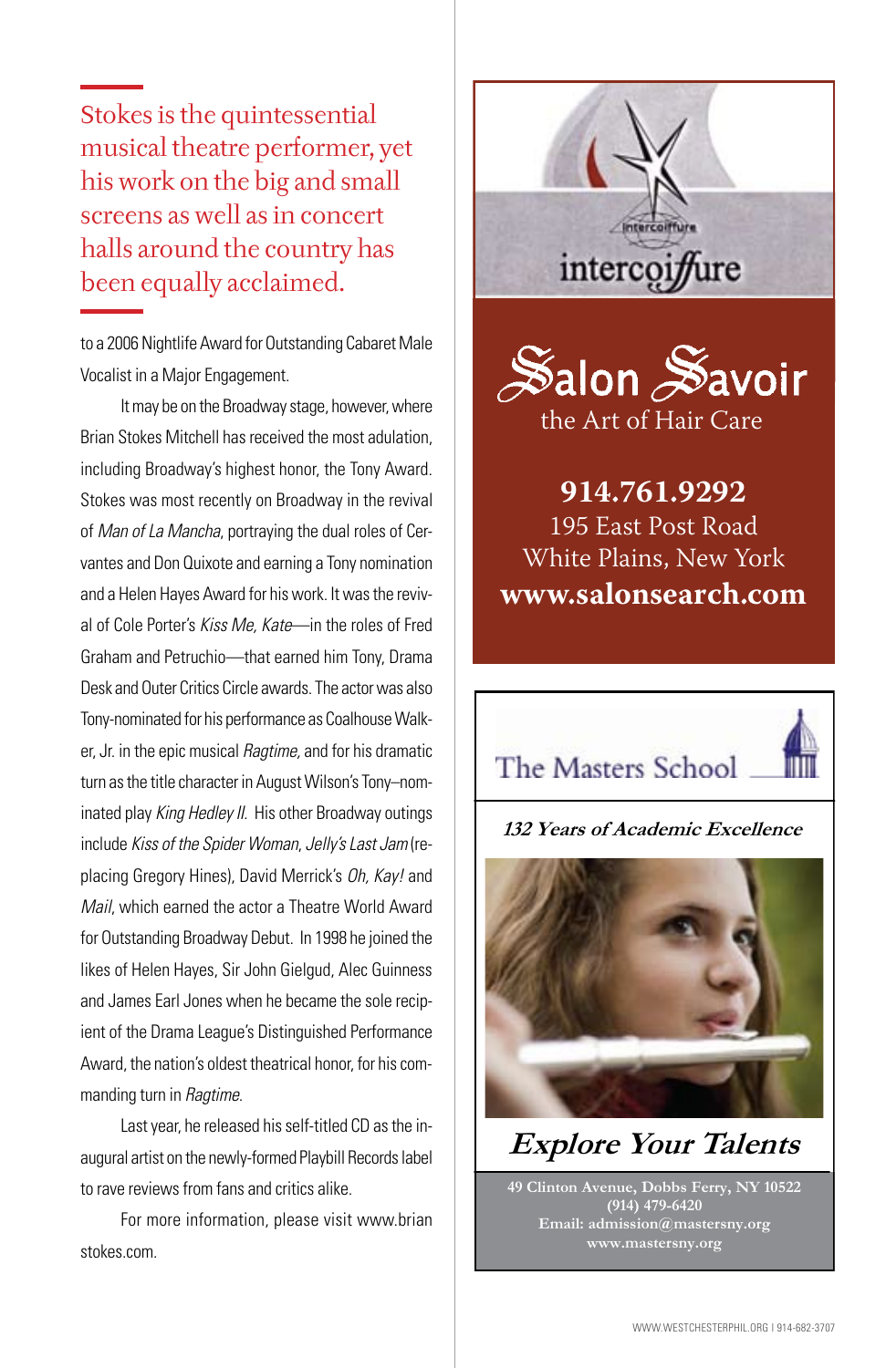> Stokes is the quintessential musical theatre performer, yet his work on the big and small screens as well as in concert halls around the country has been equally acclaimed.

to a 2006 Nightlife Award for Outstanding Cabaret Male Vocalist in a Major Engagement.

It may be on the Broadway stage, however, where Brian Stokes Mitchell has received the most adulation, including Broadway's highest honor, the Tony Award. Stokes was most recently on Broadway in the revival of *Man of La Mancha*, portraying the dual roles of Cervantes and Don Quixote and earning a Tony nomination and a Helen Hayes Award for his work. It was the revival of Cole Porter's *Kiss Me, Kate*—in the roles of Fred Graham and Petruchio—that earned him Tony, Drama Desk and Outer Critics Circle awards. The actor was also Tony-nominated for his performance as Coalhouse Walker, Jr. in the epic musical *Ragtime*, and for his dramatic turn as the title character in August Wilson's Tony–nominated play *King Hedley II*. His other Broadway outings include *Kiss of the Spider Woman*, *Jelly's Last Jam* (replacing Gregory Hines), David Merrick's *Oh, Kay!* and *Mail*, which earned the actor a Theatre World Award for Outstanding Broadway Debut. In 1998 he joined the likes of Helen Hayes, Sir John Gielgud, Alec Guinness and James Earl Jones when he became the sole recipient of the Drama League's Distinguished Performance Award, the nation's oldest theatrical honor, for his commanding turn in *Ragtime*.

Last year, he released his self-titled CD as the inaugural artist on the newly-formed Playbill Records label to rave reviews from fans and critics alike.

For more information, please visit www.brianstokes.com.

intercoiffure

**Salon Savoir**
the Art of Hair Care

**914.761.9292**
195 East Post Road
White Plains, New York
**www.salonsearch.com**

The Masters School

***132 Years of Academic Excellence***

***Explore Your Talents***

**49 Clinton Avenue, Dobbs Ferry, NY 10522**
**(914) 479-6420**
**Email: admission@mastersny.org**
**www.mastersny.org**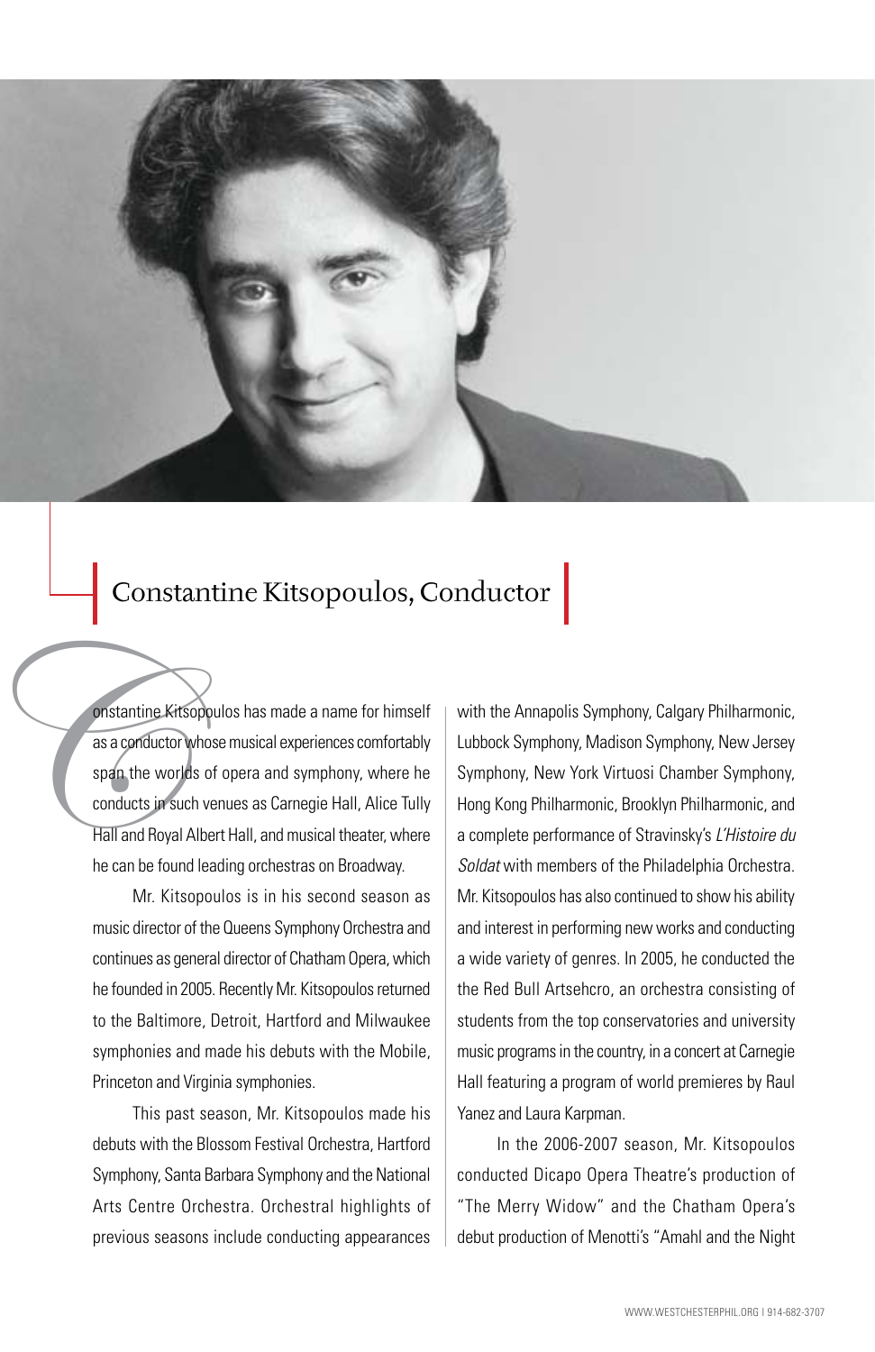## Constantine Kitsopoulos, Conductor

Constantine Kitsopoulos has made a name for himself as a conductor whose musical experiences comfortably span the worlds of opera and symphony, where he conducts in such venues as Carnegie Hall, Alice Tully Hall and Royal Albert Hall, and musical theater, where he can be found leading orchestras on Broadway.

Mr. Kitsopoulos is in his second season as music director of the Queens Symphony Orchestra and continues as general director of Chatham Opera, which he founded in 2005. Recently Mr. Kitsopoulos returned to the Baltimore, Detroit, Hartford and Milwaukee symphonies and made his debuts with the Mobile, Princeton and Virginia symphonies.

This past season, Mr. Kitsopoulos made his debuts with the Blossom Festival Orchestra, Hartford Symphony, Santa Barbara Symphony and the National Arts Centre Orchestra. Orchestral highlights of previous seasons include conducting appearances with the Annapolis Symphony, Calgary Philharmonic, Lubbock Symphony, Madison Symphony, New Jersey Symphony, New York Virtuosi Chamber Symphony, Hong Kong Philharmonic, Brooklyn Philharmonic, and a complete performance of Stravinsky's *L'Histoire du Soldat* with members of the Philadelphia Orchestra. Mr. Kitsopoulos has also continued to show his ability and interest in performing new works and conducting a wide variety of genres. In 2005, he conducted the the Red Bull Artsehcro, an orchestra consisting of students from the top conservatories and university music programs in the country, in a concert at Carnegie Hall featuring a program of world premieres by Raul Yanez and Laura Karpman.

In the 2006-2007 season, Mr. Kitsopoulos conducted Dicapo Opera Theatre's production of "The Merry Widow" and the Chatham Opera's debut production of Menotti's "Amahl and the Night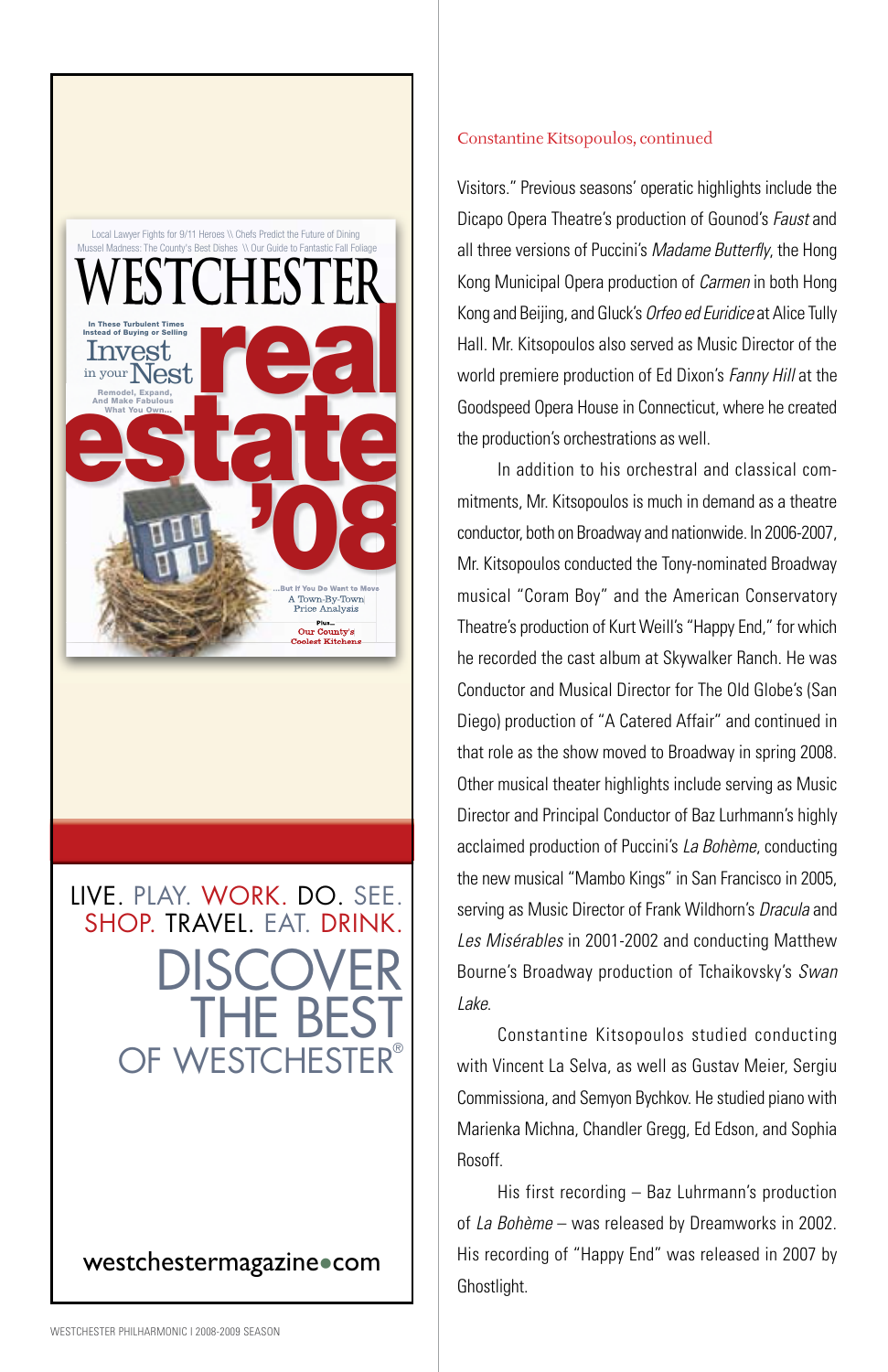LIVE. PLAY. WORK. DO. SEE. SHOP. TRAVEL. EAT. DRINK.

DISCOVER THE BEST OF WESTCHESTER®

westchestermagazine•com

Constantine Kitsopoulos, continued

Visitors." Previous seasons' operatic highlights include the Dicapo Opera Theatre's production of Gounod's *Faust* and all three versions of Puccini's *Madame Butterfly*, the Hong Kong Municipal Opera production of *Carmen* in both Hong Kong and Beijing, and Gluck's *Orfeo ed Euridice* at Alice Tully Hall. Mr. Kitsopoulos also served as Music Director of the world premiere production of Ed Dixon's *Fanny Hill* at the Goodspeed Opera House in Connecticut, where he created the production's orchestrations as well.

In addition to his orchestral and classical commitments, Mr. Kitsopoulos is much in demand as a theatre conductor, both on Broadway and nationwide. In 2006-2007, Mr. Kitsopoulos conducted the Tony-nominated Broadway musical "Coram Boy" and the American Conservatory Theatre's production of Kurt Weill's "Happy End," for which he recorded the cast album at Skywalker Ranch. He was Conductor and Musical Director for The Old Globe's (San Diego) production of "A Catered Affair" and continued in that role as the show moved to Broadway in spring 2008. Other musical theater highlights include serving as Music Director and Principal Conductor of Baz Lurhmann's highly acclaimed production of Puccini's *La Bohème*, conducting the new musical "Mambo Kings" in San Francisco in 2005, serving as Music Director of Frank Wildhorn's *Dracula* and *Les Misérables* in 2001-2002 and conducting Matthew Bourne's Broadway production of Tchaikovsky's *Swan Lake*.

Constantine Kitsopoulos studied conducting with Vincent La Selva, as well as Gustav Meier, Sergiu Commissiona, and Semyon Bychkov. He studied piano with Marienka Michna, Chandler Gregg, Ed Edson, and Sophia Rosoff.

His first recording – Baz Luhrmann's production of *La Bohème* – was released by Dreamworks in 2002. His recording of "Happy End" was released in 2007 by Ghostlight.